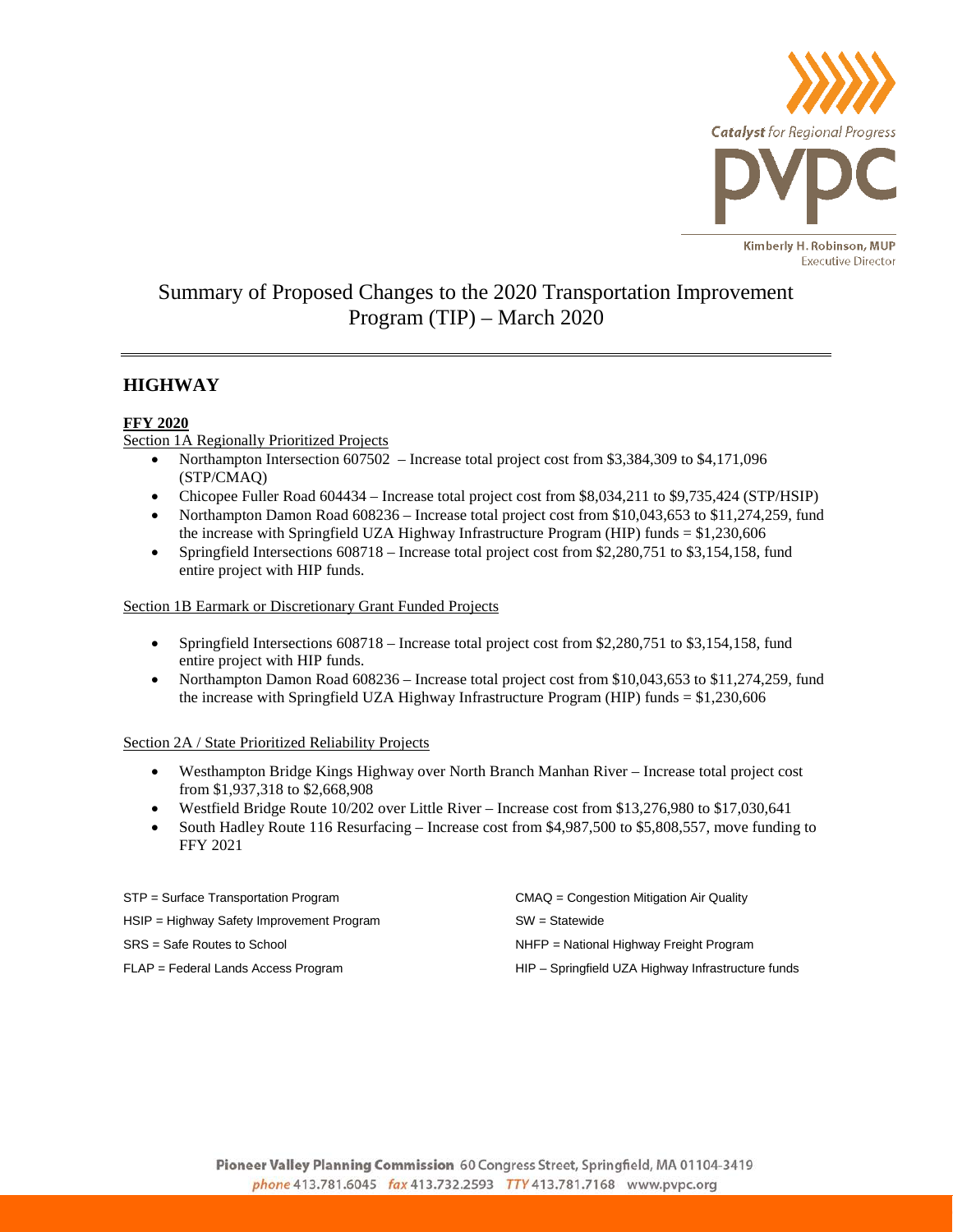Catalyst for Regional Progress

pvpc

Kimberly H. Robinson, MUP
Executive Director

# Summary of Proposed Changes to the 2020 Transportation Improvement Program (TIP) – March 2020

## HIGHWAY

### FFY 2020

Section 1A Regionally Prioritized Projects

- Northampton Intersection 607502 – Increase total project cost from $3,384,309 to $4,171,096 (STP/CMAQ)
- Chicopee Fuller Road 604434 – Increase total project cost from $8,034,211 to $9,735,424 (STP/HSIP)
- Northampton Damon Road 608236 – Increase total project cost from $10,043,653 to $11,274,259, fund the increase with Springfield UZA Highway Infrastructure Program (HIP) funds = $1,230,606
- Springfield Intersections 608718 – Increase total project cost from $2,280,751 to $3,154,158, fund entire project with HIP funds.

Section 1B Earmark or Discretionary Grant Funded Projects

- Springfield Intersections 608718 – Increase total project cost from $2,280,751 to $3,154,158, fund entire project with HIP funds.
- Northampton Damon Road 608236 – Increase total project cost from $10,043,653 to $11,274,259, fund the increase with Springfield UZA Highway Infrastructure Program (HIP) funds = $1,230,606

Section 2A / State Prioritized Reliability Projects

- Westhampton Bridge Kings Highway over North Branch Manhan River – Increase total project cost from $1,937,318 to $2,668,908
- Westfield Bridge Route 10/202 over Little River – Increase cost from $13,276,980 to $17,030,641
- South Hadley Route 116 Resurfacing – Increase cost from $4,987,500 to $5,808,557, move funding to FFY 2021

STP = Surface Transportation Program
HSIP = Highway Safety Improvement Program
SRS = Safe Routes to School
FLAP = Federal Lands Access Program
CMAQ = Congestion Mitigation Air Quality
SW = Statewide
NHFP = National Highway Freight Program
HIP – Springfield UZA Highway Infrastructure funds

**Pioneer Valley Planning Commission** 60 Congress Street, Springfield, MA 01104-3419
*phone* 413.781.6045 *fax* 413.732.2593 *TTY* 413.781.7168 www.pvpc.org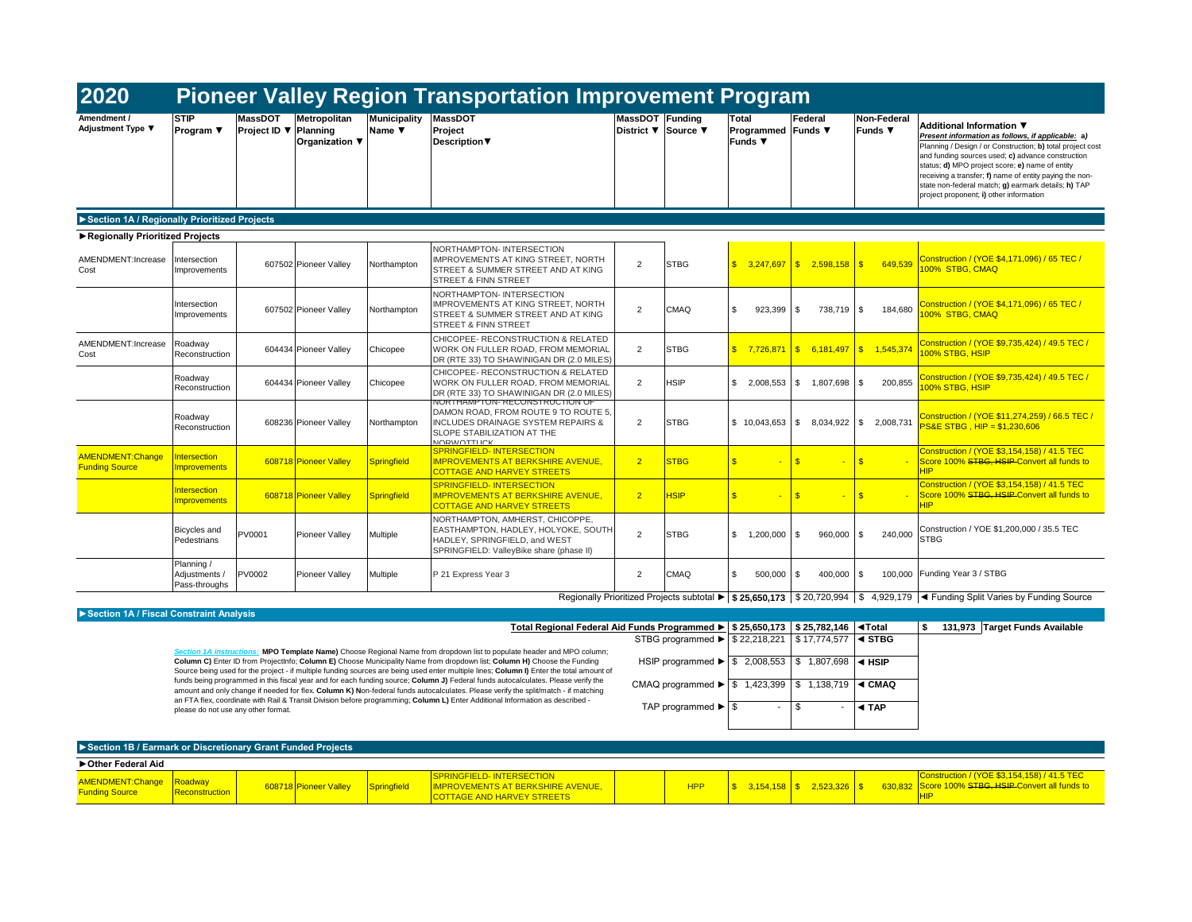# 2020 Pioneer Valley Region Transportation Improvement Program

| Amendment / Adjustment Type ▼ | STIP Program ▼ | MassDOT Project ID ▼ | Metropolitan Planning Organization ▼ | Municipality Name ▼ | MassDOT Project Description▼ | MassDOT District ▼ | Funding Source ▼ | Total Programmed Funds ▼ | Federal Funds ▼ | Non-Federal Funds ▼ | Additional Information ▼ *Present information as follows, if applicable: a)* Planning / Design / or Construction; **b)** total project cost and funding sources used; **c)** advance construction status; **d)** MPO project score; **e)** name of entity receiving a transfer; **f)** name of entity paying the non-state non-federal match; **g)** earmark details; **h)** TAP project proponent; **i)** other information |
|---|---|---|---|---|---|---|---|---|---|---|---|
| **►Section 1A / Regionally Prioritized Projects** | | | | | | | | | | | |
| **►Regionally Prioritized Projects** | | | | | | | | | | | |
| AMENDMENT:Increase Cost | Intersection Improvements | 607502 | Pioneer Valley | Northampton | NORTHAMPTON- INTERSECTION IMPROVEMENTS AT KING STREET, NORTH STREET & SUMMER STREET AND AT KING STREET & FINN STREET | 2 | STBG | $ 3,247,697 | $ 2,598,158 | $ 649,539 | Construction / (YOE $4,171,096) / 65 TEC / 100% STBG, CMAQ |
| | Intersection Improvements | 607502 | Pioneer Valley | Northampton | NORTHAMPTON- INTERSECTION IMPROVEMENTS AT KING STREET, NORTH STREET & SUMMER STREET AND AT KING STREET & FINN STREET | 2 | CMAQ | $ 923,399 | $ 738,719 | $ 184,680 | Construction / (YOE $4,171,096) / 65 TEC / 100% STBG, CMAQ |
| AMENDMENT:Increase Cost | Roadway Reconstruction | 604434 | Pioneer Valley | Chicopee | CHICOPEE- RECONSTRUCTION & RELATED WORK ON FULLER ROAD, FROM MEMORIAL DR (RTE 33) TO SHAWINIGAN DR (2.0 MILES) | 2 | STBG | $ 7,726,871 | $ 6,181,497 | $ 1,545,374 | Construction / (YOE $9,735,424) / 49.5 TEC / 100% STBG, HSIP |
| | Roadway Reconstruction | 604434 | Pioneer Valley | Chicopee | CHICOPEE- RECONSTRUCTION & RELATED WORK ON FULLER ROAD, FROM MEMORIAL DR (RTE 33) TO SHAWINIGAN DR (2.0 MILES) | 2 | HSIP | $ 2,008,553 | $ 1,807,698 | $ 200,855 | Construction / (YOE $9,735,424) / 49.5 TEC / 100% STBG, HSIP |
| | Roadway Reconstruction | 608236 | Pioneer Valley | Northampton | NORTHAMPTON- RECONSTRUCTION OF DAMON ROAD, FROM ROUTE 9 TO ROUTE 5, INCLUDES DRAINAGE SYSTEM REPAIRS & SLOPE STABILIZATION AT THE NORWOTTUCK | 2 | STBG | $ 10,043,653 | $ 8,034,922 | $ 2,008,731 | Construction / (YOE $11,274,259) / 66.5 TEC / PS&E STBG , HIP = $1,230,606 |
| AMENDMENT:Change Funding Source | Intersection Improvements | 608718 | Pioneer Valley | Springfield | SPRINGFIELD- INTERSECTION IMPROVEMENTS AT BERKSHIRE AVENUE, COTTAGE AND HARVEY STREETS | 2 | STBG | $ - | $ - | $ - | Construction / (YOE $3,154,158) / 41.5 TEC Score 100% ~~STBG, HSIP~~ Convert all funds to HIP |
| | Intersection Improvements | 608718 | Pioneer Valley | Springfield | SPRINGFIELD- INTERSECTION IMPROVEMENTS AT BERKSHIRE AVENUE, COTTAGE AND HARVEY STREETS | 2 | HSIP | $ - | $ - | $ - | Construction / (YOE $3,154,158) / 41.5 TEC Score 100% ~~STBG, HSIP~~ Convert all funds to HIP |
| | Bicycles and Pedestrians | PV0001 | Pioneer Valley | Multiple | NORTHAMPTON, AMHERST, CHICOPPE, EASTHAMPTON, HADLEY, HOLYOKE, SOUTH HADLEY, SPRINGFIELD, and WEST SPRINGFIELD: ValleyBike share (phase II) | 2 | STBG | $ 1,200,000 | $ 960,000 | $ 240,000 | Construction / YOE $1,200,000 / 35.5 TEC STBG |
| | Planning / Adjustments / Pass-throughs | PV0002 | Pioneer Valley | Multiple | P 21 Express Year 3 | 2 | CMAQ | $ 500,000 | $ 400,000 | $ 100,000 | Funding Year 3 / STBG |
| | | | | | | | Regionally Prioritized Projects subtotal ► | $ 25,650,173 | $ 20,720,994 | $ 4,929,179 | ◄ Funding Split Varies by Funding Source |

**►Section 1A / Fiscal Constraint Analysis**

| | Total Programmed | Federal | | | |
|---|---|---|---|---|---|
| **Total Regional Federal Aid Funds Programmed ►** | $ 25,650,173 | $ 25,782,146 | ◄Total | $ 131,973 | Target Funds Available |
| STBG programmed ► | $ 22,218,221 | $ 17,774,577 | ◄ STBG | | |
| HSIP programmed ► | $ 2,008,553 | $ 1,807,698 | ◄ HSIP | | |
| CMAQ programmed ► | $ 1,423,399 | $ 1,138,719 | ◄ CMAQ | | |
| TAP programmed ► | $ - | $ - | ◄ TAP | | |

*Section 1A instructions:* **MPO Template Name)** Choose Regional Name from dropdown list to populate header and MPO column; **Column C)** Enter ID from ProjectInfo; **Column E)** Choose Municipality Name from dropdown list; **Column H)** Choose the Funding Source being used for the project - if multiple funding sources are being used enter multiple lines; **Column I)** Enter the total amount of funds being programmed in this fiscal year and for each funding source; **Column J)** Federal funds autocalculates. Please verify the amount and only change if needed for flex. **Column K) N**on-federal funds autocalculates. Please verify the split/match - if matching an FTA flex, coordinate with Rail & Transit Division before programming; **Column L)** Enter Additional Information as described - please do not use any other format.

**►Section 1B / Earmark or Discretionary Grant Funded Projects**

**►Other Federal Aid**

| Amendment / Adjustment Type | STIP Program | MassDOT Project ID | Metropolitan Planning Organization | Municipality Name | MassDOT Project Description | MassDOT District | Funding Source | Total Programmed Funds | Federal Funds | Non-Federal Funds | Additional Information |
|---|---|---|---|---|---|---|---|---|---|---|---|
| AMENDMENT:Change Funding Source | Roadway Reconstruction | 608718 | Pioneer Valley | Springfield | SPRINGFIELD- INTERSECTION IMPROVEMENTS AT BERKSHIRE AVENUE, COTTAGE AND HARVEY STREETS | | HPP | $ 3,154,158 | $ 2,523,326 | $ 630,832 | Construction / (YOE $3,154,158) / 41.5 TEC Score 100% ~~STBG, HSIP~~ Convert all funds to HIP |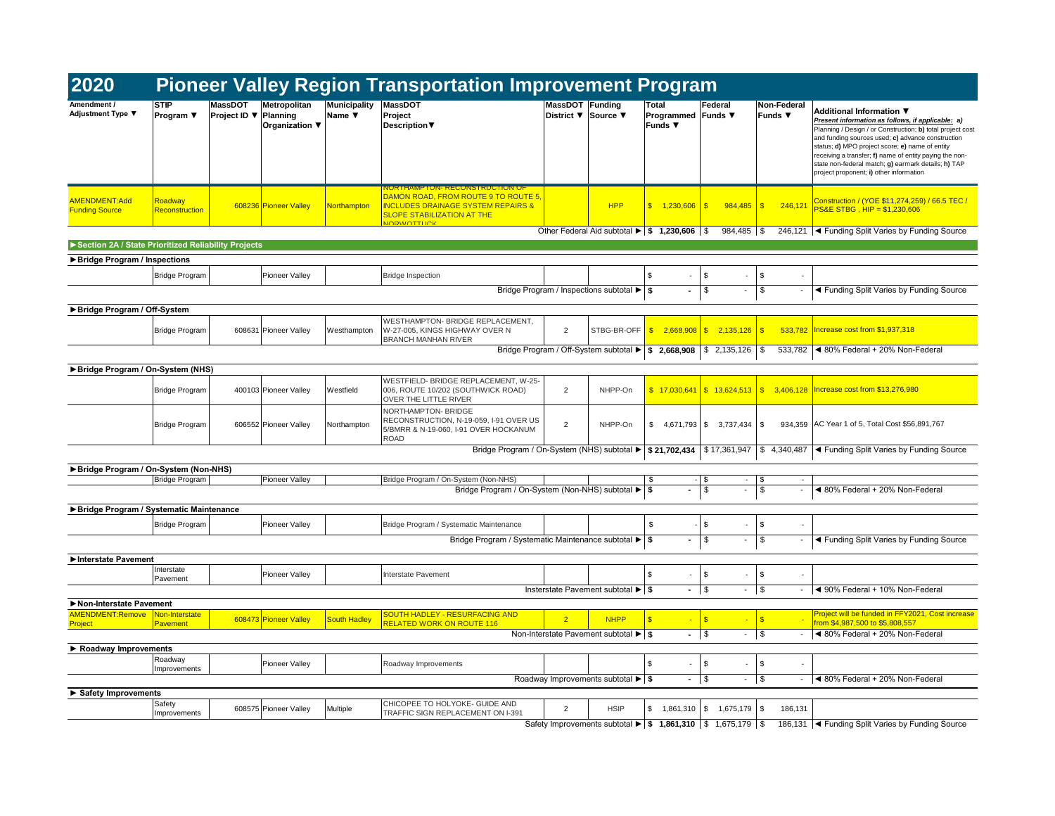# 2020 Pioneer Valley Region Transportation Improvement Program

| Amendment / Adjustment Type ▼ | STIP Program ▼ | MassDOT Project ID ▼ | Metropolitan Planning Organization ▼ | Municipality Name ▼ | MassDOT Project Description▼ | MassDOT District ▼ | Funding Source ▼ | Total Programmed Funds ▼ | Federal Funds ▼ | Non-Federal Funds ▼ | Additional Information ▼ *Present information as follows, if applicable: a) Planning / Design / or Construction; b) total project cost and funding sources used; c) advance construction status; d) MPO project score; e) name of entity receiving a transfer; f) name of entity paying the non-state non-federal match; g) earmark details; h) TAP project proponent; i) other information* |
|---|---|---|---|---|---|---|---|---|---|---|---|
| AMENDMENT:Add Funding Source | Roadway Reconstruction | 608236 | Pioneer Valley | Northampton | NORTHAMPTON- RECONSTRUCTION OF DAMON ROAD, FROM ROUTE 9 TO ROUTE 5, INCLUDES DRAINAGE SYSTEM REPAIRS & SLOPE STABILIZATION AT THE NORWOTTUCK | | HPP | $ 1,230,606 | $ 984,485 | $ 246,121 | Construction / (YOE $11,274,259) / 66.5 TEC / PS&E STBG , HIP = $1,230,606 |
| | | | | | | | Other Federal Aid subtotal ▶ | $ 1,230,606 | $ 984,485 | $ 246,121 | ◀ Funding Split Varies by Funding Source |
| **▶Section 2A / State Prioritized Reliability Projects** | | | | | | | | | | | |
| **▶Bridge Program / Inspections** | | | | | | | | | | | |
| | Bridge Program | | Pioneer Valley | | Bridge Inspection | | | $ - | $ - | $ - | |
| | | | | | | | Bridge Program / Inspections subtotal ▶ | $ - | $ - | $ - | ◀ Funding Split Varies by Funding Source |
| **▶Bridge Program / Off-System** | | | | | | | | | | | |
| | Bridge Program | 608631 | Pioneer Valley | Westhampton | WESTHAMPTON- BRIDGE REPLACEMENT, W-27-005, KINGS HIGHWAY OVER N BRANCH MANHAN RIVER | 2 | STBG-BR-OFF | $ 2,668,908 | $ 2,135,126 | $ 533,782 | Increase cost from $1,937,318 |
| | | | | | | | Bridge Program / Off-System subtotal ▶ | $ 2,668,908 | $ 2,135,126 | $ 533,782 | ◀ 80% Federal + 20% Non-Federal |
| **▶Bridge Program / On-System (NHS)** | | | | | | | | | | | |
| | Bridge Program | 400103 | Pioneer Valley | Westfield | WESTFIELD- BRIDGE REPLACEMENT, W-25-006, ROUTE 10/202 (SOUTHWICK ROAD) OVER THE LITTLE RIVER | 2 | NHPP-On | $ 17,030,641 | $ 13,624,513 | $ 3,406,128 | Increase cost from $13,276,980 |
| | Bridge Program | 606552 | Pioneer Valley | Northampton | NORTHAMPTON- BRIDGE RECONSTRUCTION, N-19-059, I-91 OVER US 5/BMRR & N-19-060, I-91 OVER HOCKANUM ROAD | 2 | NHPP-On | $ 4,671,793 | $ 3,737,434 | $ 934,359 | AC Year 1 of 5, Total Cost $56,891,767 |
| | | | | | | | Bridge Program / On-System (NHS) subtotal ▶ | $ 21,702,434 | $ 17,361,947 | $ 4,340,487 | ◀ Funding Split Varies by Funding Source |
| **▶Bridge Program / On-System (Non-NHS)** | | | | | | | | | | | |
| | Bridge Program | | Pioneer Valley | | Bridge Program / On-System (Non-NHS) | | | $ - | $ - | $ - | |
| | | | | | | | Bridge Program / On-System (Non-NHS) subtotal ▶ | $ - | $ - | $ - | ◀ 80% Federal + 20% Non-Federal |
| **▶Bridge Program / Systematic Maintenance** | | | | | | | | | | | |
| | Bridge Program | | Pioneer Valley | | Bridge Program / Systematic Maintenance | | | $ - | $ - | $ - | |
| | | | | | | | Bridge Program / Systematic Maintenance subtotal ▶ | $ - | $ - | $ - | ◀ Funding Split Varies by Funding Source |
| **▶Interstate Pavement** | | | | | | | | | | | |
| | Interstate Pavement | | Pioneer Valley | | Interstate Pavement | | | $ - | $ - | $ - | |
| | | | | | | | Insterstate Pavement subtotal ▶ | $ - | $ - | $ - | ◀ 90% Federal + 10% Non-Federal |
| **▶Non-Interstate Pavement** | | | | | | | | | | | |
| AMENDMENT:Remove Project | Non-Interstate Pavement | 608473 | Pioneer Valley | South Hadley | SOUTH HADLEY - RESURFACING AND RELATED WORK ON ROUTE 116 | 2 | NHPP | $ - | $ - | $ - | Project will be funded in FFY2021, Cost increase from $4,987,500 to $5,808,557 |
| | | | | | | | Non-Interstate Pavement subtotal ▶ | $ - | $ - | $ - | ◀ 80% Federal + 20% Non-Federal |
| **▶ Roadway Improvements** | | | | | | | | | | | |
| | Roadway Improvements | | Pioneer Valley | | Roadway Improvements | | | $ - | $ - | $ - | |
| | | | | | | | Roadway Improvements subtotal ▶ | $ - | $ - | $ - | ◀ 80% Federal + 20% Non-Federal |
| **▶ Safety Improvements** | | | | | | | | | | | |
| | Safety Improvements | 608575 | Pioneer Valley | Multiple | CHICOPEE TO HOLYOKE- GUIDE AND TRAFFIC SIGN REPLACEMENT ON I-391 | 2 | HSIP | $ 1,861,310 | $ 1,675,179 | $ 186,131 | |
| | | | | | | | Safety Improvements subtotal ▶ | $ 1,861,310 | $ 1,675,179 | $ 186,131 | ◀ Funding Split Varies by Funding Source |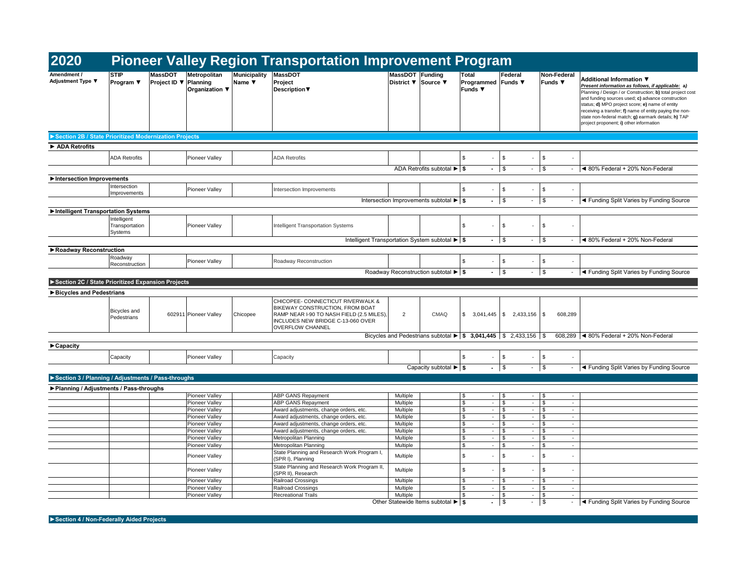# 2020 Pioneer Valley Region Transportation Improvement Program

| Amendment / Adjustment Type ▼ | STIP Program ▼ | MassDOT Project ID ▼ | Metropolitan Planning Organization ▼ | Municipality Name ▼ | MassDOT Project Description▼ | MassDOT District ▼ | Funding Source ▼ | Total Programmed Funds ▼ | Federal Funds ▼ | Non-Federal Funds ▼ | Additional Information ▼ *Present information as follows, if applicable: a)* Planning / Design / or Construction; **b)** total project cost and funding sources used; **c)** advance construction status; **d)** MPO project score; **e)** name of entity receiving a transfer; **f)** name of entity paying the non-state non-federal match; **g)** earmark details; **h)** TAP project proponent; **i)** other information |
|---|---|---|---|---|---|---|---|---|---|---|---|
| **►Section 2B / State Prioritized Modernization Projects** | | | | | | | | | | | |
| **► ADA Retrofits** | | | | | | | | | | | |
| | ADA Retrofits | | Pioneer Valley | | ADA Retrofits | | | $ - | $ - | $ - | |
| | | | | | | ADA Retrofits subtotal ► | | **$ -** | $ - | $ - | ◄ 80% Federal + 20% Non-Federal |
| **►Intersection Improvements** | | | | | | | | | | | |
| | Intersection Improvements | | Pioneer Valley | | Intersection Improvements | | | $ - | $ - | $ - | |
| | | | | | | Intersection Improvements subtotal ► | | **$ -** | $ - | $ - | ◄ Funding Split Varies by Funding Source |
| **►Intelligent Transportation Systems** | | | | | | | | | | | |
| | Intelligent Transportation Systems | | Pioneer Valley | | Intelligent Transportation Systems | | | $ - | $ - | $ - | |
| | | | | | | Intelligent Transportation System subtotal ► | | **$ -** | $ - | $ - | ◄ 80% Federal + 20% Non-Federal |
| **►Roadway Reconstruction** | | | | | | | | | | | |
| | Roadway Reconstruction | | Pioneer Valley | | Roadway Reconstruction | | | $ - | $ - | $ - | |
| | | | | | | Roadway Reconstruction subtotal ► | | **$ -** | $ - | $ - | ◄ Funding Split Varies by Funding Source |
| **►Section 2C / State Prioritized Expansion Projects** | | | | | | | | | | | |
| **►Bicycles and Pedestrians** | | | | | | | | | | | |
| | Bicycles and Pedestrians | 602911 | Pioneer Valley | Chicopee | CHICOPEE- CONNECTICUT RIVERWALK & BIKEWAY CONSTRUCTION, FROM BOAT RAMP NEAR I-90 TO NASH FIELD (2.5 MILES), INCLUDES NEW BRIDGE C-13-060 OVER OVERFLOW CHANNEL | 2 | CMAQ | $ 3,041,445 | $ 2,433,156 | $ 608,289 | |
| | | | | | | Bicycles and Pedestrians subtotal ► | | **$ 3,041,445** | $ 2,433,156 | $ 608,289 | ◄ 80% Federal + 20% Non-Federal |
| **►Capacity** | | | | | | | | | | | |
| | Capacity | | Pioneer Valley | | Capacity | | | $ - | $ - | $ - | |
| | | | | | | Capacity subtotal ► | | **$ -** | $ - | $ - | ◄ Funding Split Varies by Funding Source |
| **►Section 3 / Planning / Adjustments / Pass-throughs** | | | | | | | | | | | |
| **►Planning / Adjustments / Pass-throughs** | | | | | | | | | | | |
| | | | Pioneer Valley | | ABP GANS Repayment | Multiple | | $ - | $ - | $ - | |
| | | | Pioneer Valley | | ABP GANS Repayment | Multiple | | $ - | $ - | $ - | |
| | | | Pioneer Valley | | Award adjustments, change orders, etc. | Multiple | | $ - | $ - | $ - | |
| | | | Pioneer Valley | | Award adjustments, change orders, etc. | Multiple | | $ - | $ - | $ - | |
| | | | Pioneer Valley | | Award adjustments, change orders, etc. | Multiple | | $ - | $ - | $ - | |
| | | | Pioneer Valley | | Award adjustments, change orders, etc. | Multiple | | $ - | $ - | $ - | |
| | | | Pioneer Valley | | Metropolitan Planning | Multiple | | $ - | $ - | $ - | |
| | | | Pioneer Valley | | Metropolitan Planning | Multiple | | $ - | $ - | $ - | |
| | | | Pioneer Valley | | State Planning and Research Work Program I, (SPR I), Planning | Multiple | | $ - | $ - | $ - | |
| | | | Pioneer Valley | | State Planning and Research Work Program II, (SPR II), Research | Multiple | | $ - | $ - | $ - | |
| | | | Pioneer Valley | | Railroad Crossings | Multiple | | $ - | $ - | $ - | |
| | | | Pioneer Valley | | Railroad Crossings | Multiple | | $ - | $ - | $ - | |
| | | | Pioneer Valley | | Recreational Trails | Multiple | | $ - | $ - | $ - | |
| | | | | | | Other Statewide Items subtotal ► | | **$ -** | $ - | $ - | ◄ Funding Split Varies by Funding Source |

**►Section 4 / Non-Federally Aided Projects**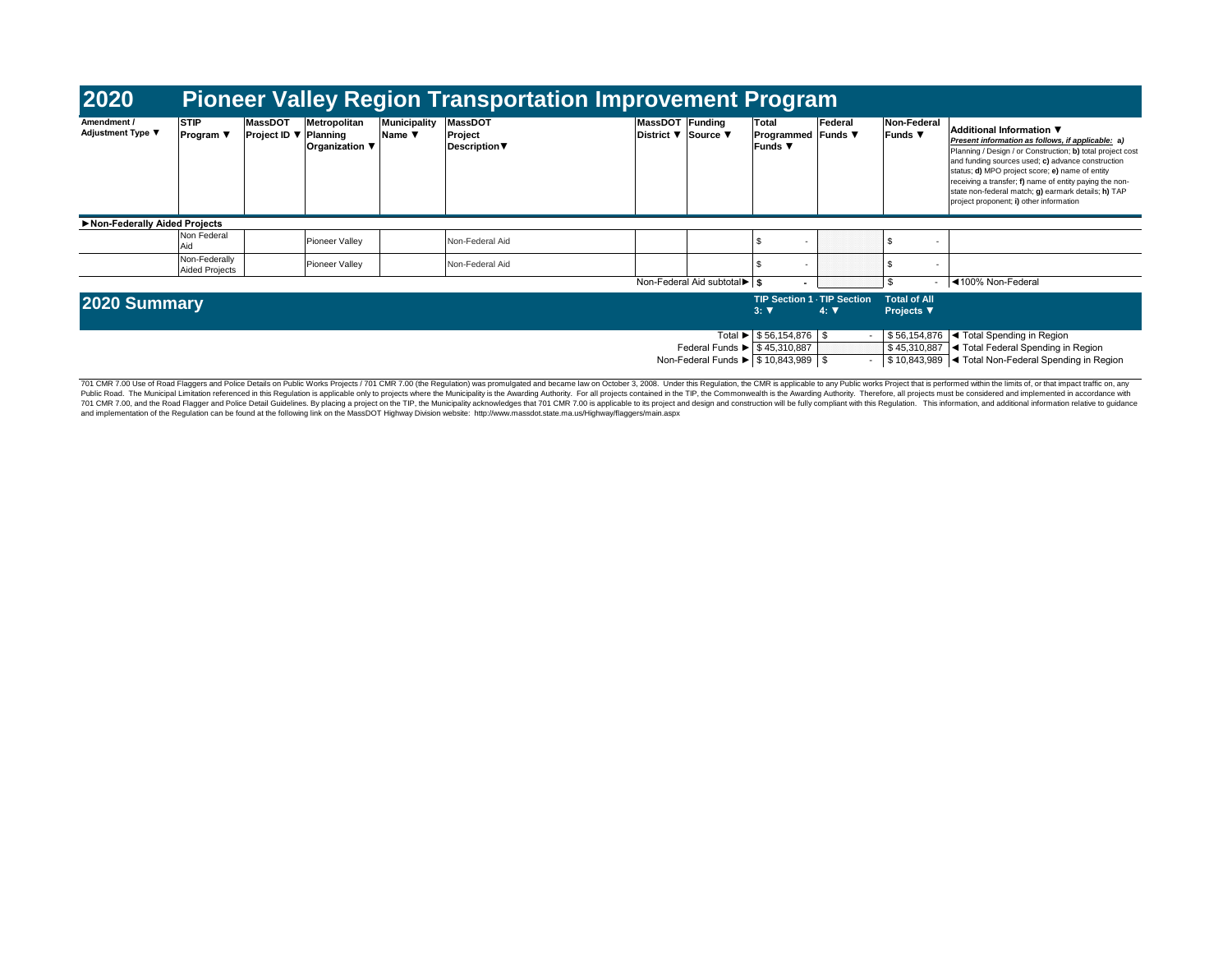# 2020 Pioneer Valley Region Transportation Improvement Program

| Amendment / Adjustment Type ▼ | STIP Program ▼ | MassDOT Project ID ▼ | Metropolitan Planning Organization ▼ | Municipality Name ▼ | MassDOT Project Description▼ | MassDOT District ▼ | Funding Source ▼ | Total Programmed Funds ▼ | Federal Funds ▼ | Non-Federal Funds ▼ | Additional Information ▼ *Present information as follows, if applicable: a)* Planning / Design / or Construction; **b)** total project cost and funding sources used; **c)** advance construction status; **d)** MPO project score; **e)** name of entity receiving a transfer; **f)** name of entity paying the non-state non-federal match; **g)** earmark details; **h)** TAP project proponent; **i)** other information |
|---|---|---|---|---|---|---|---|---|---|---|---|
| **►Non-Federally Aided Projects** | | | | | | | | | | | |
| | Non Federal Aid | | Pioneer Valley | | Non-Federal Aid | | | $ - | | $ - | |
| | Non-Federally Aided Projects | | Pioneer Valley | | Non-Federal Aid | | | $ - | | $ - | |
| | | | | | | Non-Federal Aid subtotal► | | **$ -** | | $ - | ◄100% Non-Federal |

## 2020 Summary

| | TIP Section 1 - 3: ▼ | TIP Section 4: ▼ | Total of All Projects ▼ | |
|---|---|---|---|---|
| Total ► | $ 56,154,876 | $ - | $ 56,154,876 | ◄ Total Spending in Region |
| Federal Funds ► | $ 45,310,887 | | $ 45,310,887 | ◄ Total Federal Spending in Region |
| Non-Federal Funds ► | $ 10,843,989 | $ - | $ 10,843,989 | ◄ Total Non-Federal Spending in Region |

701 CMR 7.00 Use of Road Flaggers and Police Details on Public Works Projects / 701 CMR 7.00 (the Regulation) was promulgated and became law on October 3, 2008. Under this Regulation, the CMR is applicable to any Public works Project that is performed within the limits of, or that impact traffic on, any Public Road. The Municipal Limitation referenced in this Regulation is applicable only to projects where the Municipality is the Awarding Authority. For all projects contained in the TIP, the Commonwealth is the Awarding Authority. Therefore, all projects must be considered and implemented in accordance with 701 CMR 7.00, and the Road Flagger and Police Detail Guidelines. By placing a project on the TIP, the Municipality acknowledges that 701 CMR 7.00 is applicable to its project and design and construction will be fully compliant with this Regulation. This information, and additional information relative to guidance and implementation of the Regulation can be found at the following link on the MassDOT Highway Division website: http://www.massdot.state.ma.us/Highway/flaggers/main.aspx